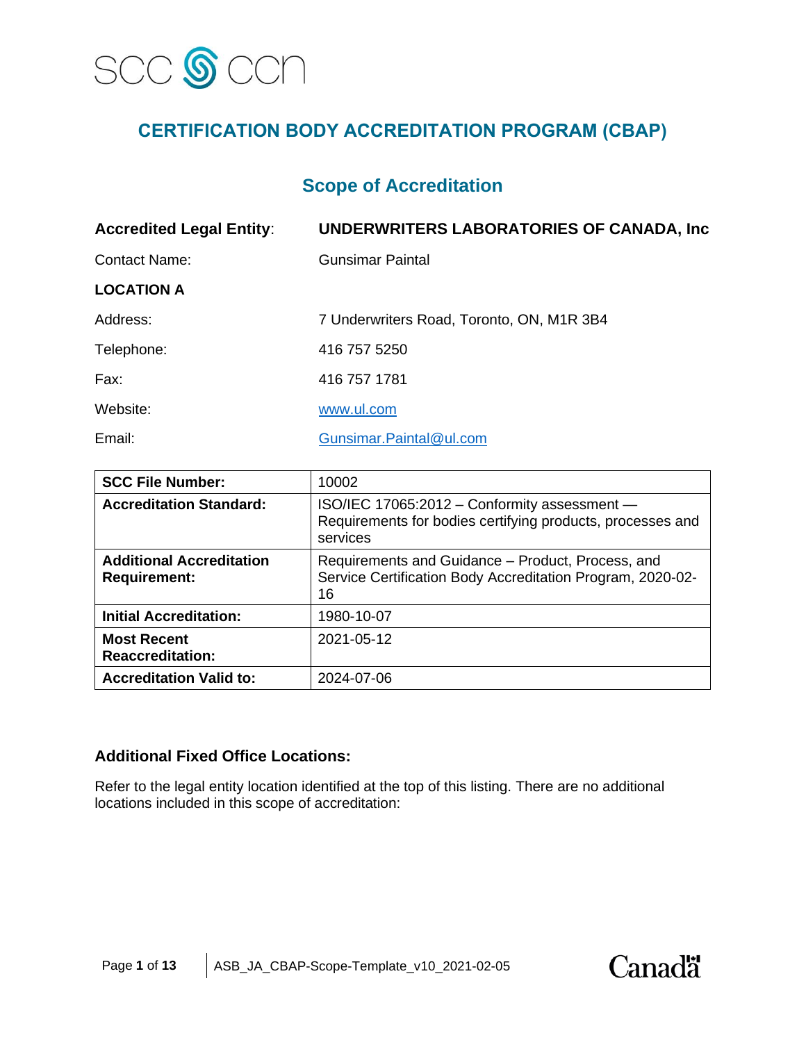SCC CCN

# CERTIFICATION BODY ACCREDITATION PROGRAM (CBAP)

## Scope of Accreditation

**Accredited Legal Entity**: **UNDERWRITERS LABORATORIES OF CANADA, Inc**

Contact Name: Gunsimar Paintal

**LOCATION A**

Address: 7 Underwriters Road, Toronto, ON, M1R 3B4

Telephone: 416 757 5250

Fax: 416 757 1781

Website: www.ul.com

Email: Gunsimar.Paintal@ul.com

| | |
|---|---|
| **SCC File Number:** | 10002 |
| **Accreditation Standard:** | ISO/IEC 17065:2012 – Conformity assessment — Requirements for bodies certifying products, processes and services |
| **Additional Accreditation Requirement:** | Requirements and Guidance – Product, Process, and Service Certification Body Accreditation Program, 2020-02-16 |
| **Initial Accreditation:** | 1980-10-07 |
| **Most Recent Reaccreditation:** | 2021-05-12 |
| **Accreditation Valid to:** | 2024-07-06 |

### Additional Fixed Office Locations:

Refer to the legal entity location identified at the top of this listing. There are no additional locations included in this scope of accreditation: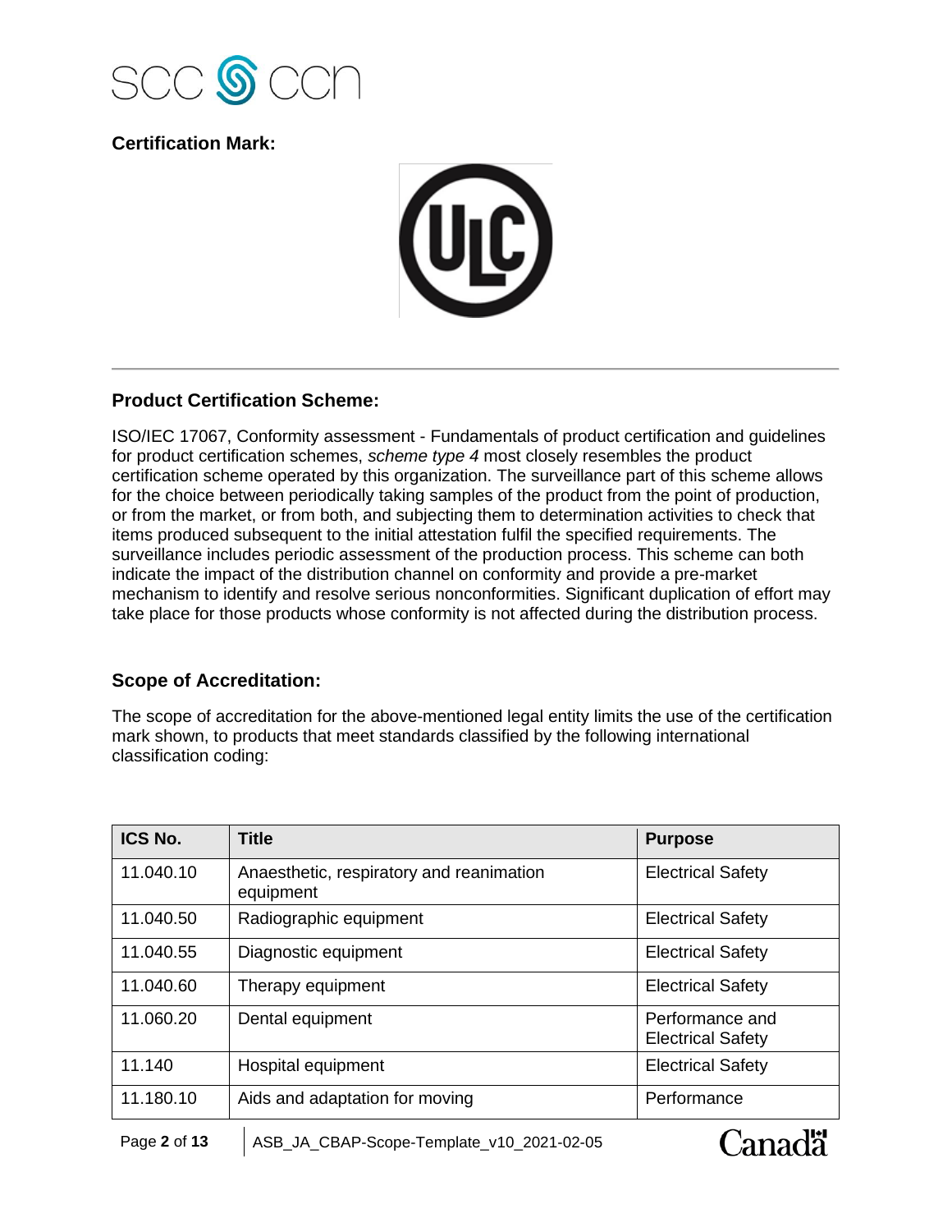## Certification Mark:

## Product Certification Scheme:

ISO/IEC 17067, Conformity assessment - Fundamentals of product certification and guidelines for product certification schemes, *scheme type 4* most closely resembles the product certification scheme operated by this organization. The surveillance part of this scheme allows for the choice between periodically taking samples of the product from the point of production, or from the market, or from both, and subjecting them to determination activities to check that items produced subsequent to the initial attestation fulfil the specified requirements. The surveillance includes periodic assessment of the production process. This scheme can both indicate the impact of the distribution channel on conformity and provide a pre-market mechanism to identify and resolve serious nonconformities. Significant duplication of effort may take place for those products whose conformity is not affected during the distribution process.

## Scope of Accreditation:

The scope of accreditation for the above-mentioned legal entity limits the use of the certification mark shown, to products that meet standards classified by the following international classification coding:

| ICS No. | Title | Purpose |
|---|---|---|
| 11.040.10 | Anaesthetic, respiratory and reanimation equipment | Electrical Safety |
| 11.040.50 | Radiographic equipment | Electrical Safety |
| 11.040.55 | Diagnostic equipment | Electrical Safety |
| 11.040.60 | Therapy equipment | Electrical Safety |
| 11.060.20 | Dental equipment | Performance and Electrical Safety |
| 11.140 | Hospital equipment | Electrical Safety |
| 11.180.10 | Aids and adaptation for moving | Performance |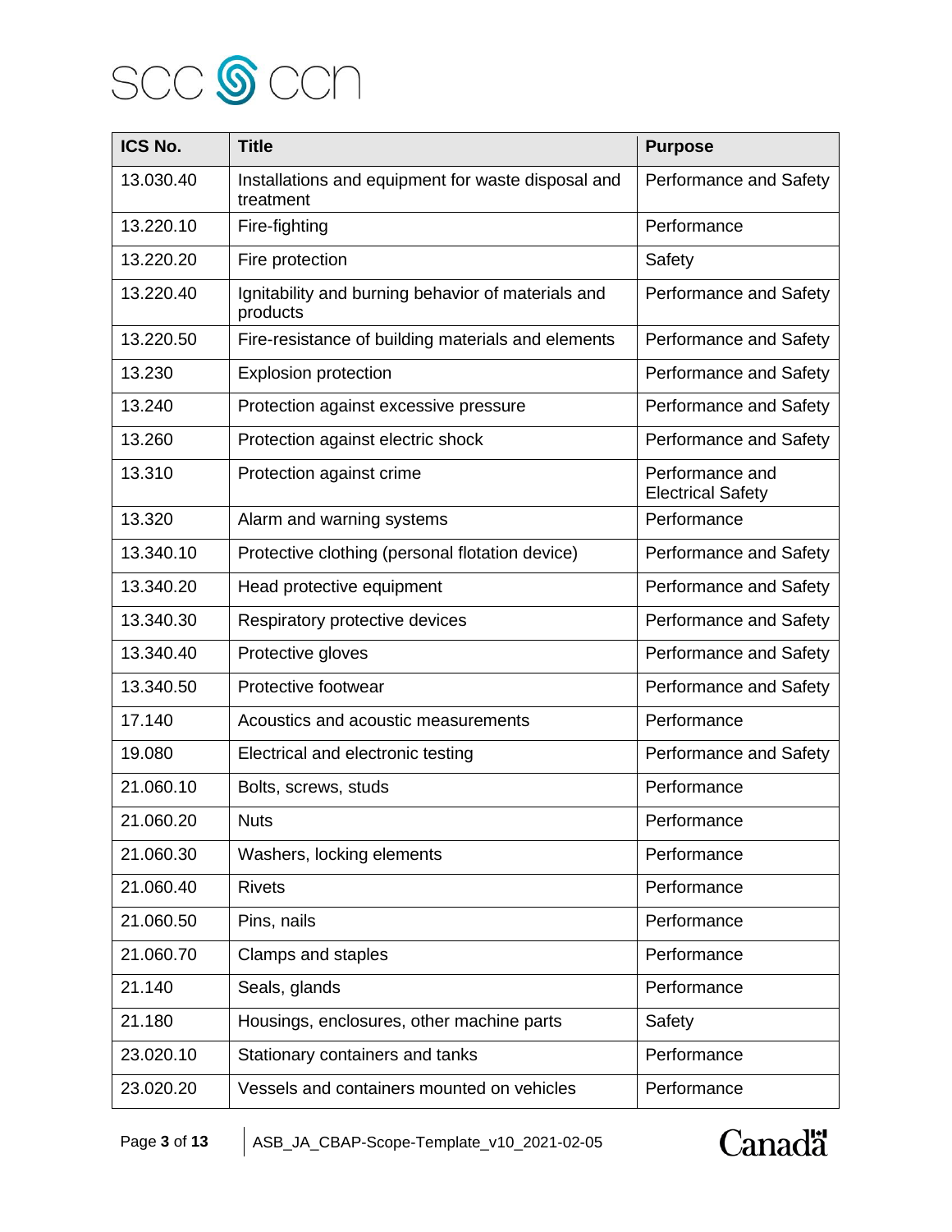| ICS No. | Title | Purpose |
| --- | --- | --- |
| 13.030.40 | Installations and equipment for waste disposal and treatment | Performance and Safety |
| 13.220.10 | Fire-fighting | Performance |
| 13.220.20 | Fire protection | Safety |
| 13.220.40 | Ignitability and burning behavior of materials and products | Performance and Safety |
| 13.220.50 | Fire-resistance of building materials and elements | Performance and Safety |
| 13.230 | Explosion protection | Performance and Safety |
| 13.240 | Protection against excessive pressure | Performance and Safety |
| 13.260 | Protection against electric shock | Performance and Safety |
| 13.310 | Protection against crime | Performance and Electrical Safety |
| 13.320 | Alarm and warning systems | Performance |
| 13.340.10 | Protective clothing (personal flotation device) | Performance and Safety |
| 13.340.20 | Head protective equipment | Performance and Safety |
| 13.340.30 | Respiratory protective devices | Performance and Safety |
| 13.340.40 | Protective gloves | Performance and Safety |
| 13.340.50 | Protective footwear | Performance and Safety |
| 17.140 | Acoustics and acoustic measurements | Performance |
| 19.080 | Electrical and electronic testing | Performance and Safety |
| 21.060.10 | Bolts, screws, studs | Performance |
| 21.060.20 | Nuts | Performance |
| 21.060.30 | Washers, locking elements | Performance |
| 21.060.40 | Rivets | Performance |
| 21.060.50 | Pins, nails | Performance |
| 21.060.70 | Clamps and staples | Performance |
| 21.140 | Seals, glands | Performance |
| 21.180 | Housings, enclosures, other machine parts | Safety |
| 23.020.10 | Stationary containers and tanks | Performance |
| 23.020.20 | Vessels and containers mounted on vehicles | Performance |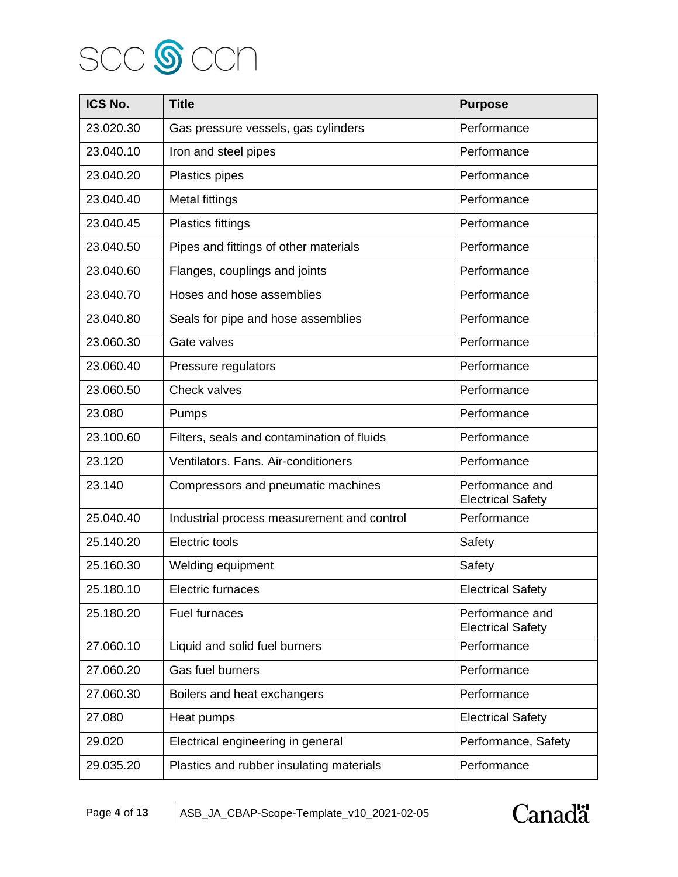| ICS No. | Title | Purpose |
| --- | --- | --- |
| 23.020.30 | Gas pressure vessels, gas cylinders | Performance |
| 23.040.10 | Iron and steel pipes | Performance |
| 23.040.20 | Plastics pipes | Performance |
| 23.040.40 | Metal fittings | Performance |
| 23.040.45 | Plastics fittings | Performance |
| 23.040.50 | Pipes and fittings of other materials | Performance |
| 23.040.60 | Flanges, couplings and joints | Performance |
| 23.040.70 | Hoses and hose assemblies | Performance |
| 23.040.80 | Seals for pipe and hose assemblies | Performance |
| 23.060.30 | Gate valves | Performance |
| 23.060.40 | Pressure regulators | Performance |
| 23.060.50 | Check valves | Performance |
| 23.080 | Pumps | Performance |
| 23.100.60 | Filters, seals and contamination of fluids | Performance |
| 23.120 | Ventilators. Fans. Air-conditioners | Performance |
| 23.140 | Compressors and pneumatic machines | Performance and Electrical Safety |
| 25.040.40 | Industrial process measurement and control | Performance |
| 25.140.20 | Electric tools | Safety |
| 25.160.30 | Welding equipment | Safety |
| 25.180.10 | Electric furnaces | Electrical Safety |
| 25.180.20 | Fuel furnaces | Performance and Electrical Safety |
| 27.060.10 | Liquid and solid fuel burners | Performance |
| 27.060.20 | Gas fuel burners | Performance |
| 27.060.30 | Boilers and heat exchangers | Performance |
| 27.080 | Heat pumps | Electrical Safety |
| 29.020 | Electrical engineering in general | Performance, Safety |
| 29.035.20 | Plastics and rubber insulating materials | Performance |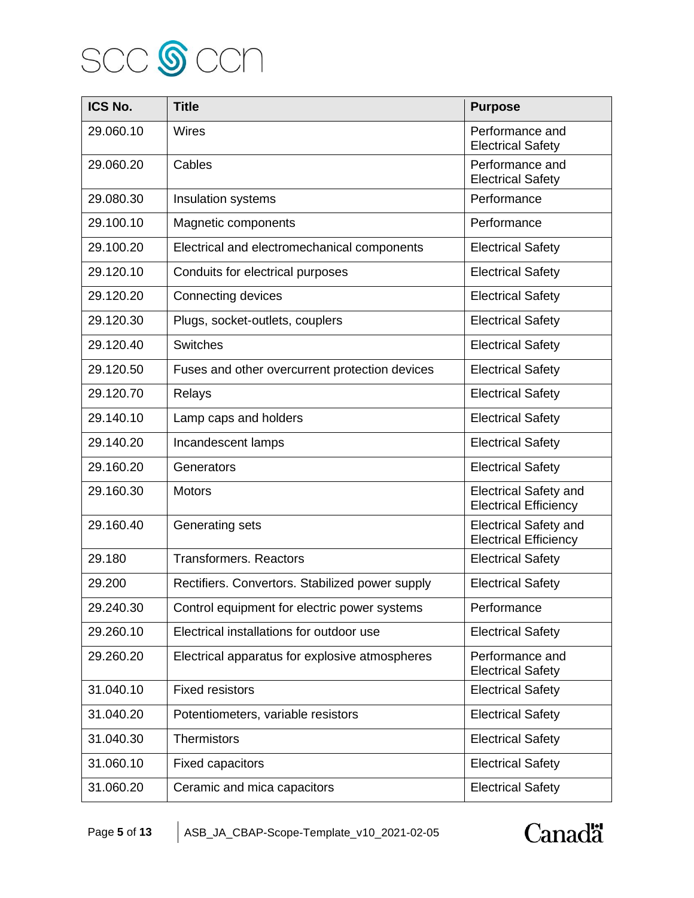| ICS No. | Title | Purpose |
|---|---|---|
| 29.060.10 | Wires | Performance and Electrical Safety |
| 29.060.20 | Cables | Performance and Electrical Safety |
| 29.080.30 | Insulation systems | Performance |
| 29.100.10 | Magnetic components | Performance |
| 29.100.20 | Electrical and electromechanical components | Electrical Safety |
| 29.120.10 | Conduits for electrical purposes | Electrical Safety |
| 29.120.20 | Connecting devices | Electrical Safety |
| 29.120.30 | Plugs, socket-outlets, couplers | Electrical Safety |
| 29.120.40 | Switches | Electrical Safety |
| 29.120.50 | Fuses and other overcurrent protection devices | Electrical Safety |
| 29.120.70 | Relays | Electrical Safety |
| 29.140.10 | Lamp caps and holders | Electrical Safety |
| 29.140.20 | Incandescent lamps | Electrical Safety |
| 29.160.20 | Generators | Electrical Safety |
| 29.160.30 | Motors | Electrical Safety and Electrical Efficiency |
| 29.160.40 | Generating sets | Electrical Safety and Electrical Efficiency |
| 29.180 | Transformers. Reactors | Electrical Safety |
| 29.200 | Rectifiers. Convertors. Stabilized power supply | Electrical Safety |
| 29.240.30 | Control equipment for electric power systems | Performance |
| 29.260.10 | Electrical installations for outdoor use | Electrical Safety |
| 29.260.20 | Electrical apparatus for explosive atmospheres | Performance and Electrical Safety |
| 31.040.10 | Fixed resistors | Electrical Safety |
| 31.040.20 | Potentiometers, variable resistors | Electrical Safety |
| 31.040.30 | Thermistors | Electrical Safety |
| 31.060.10 | Fixed capacitors | Electrical Safety |
| 31.060.20 | Ceramic and mica capacitors | Electrical Safety |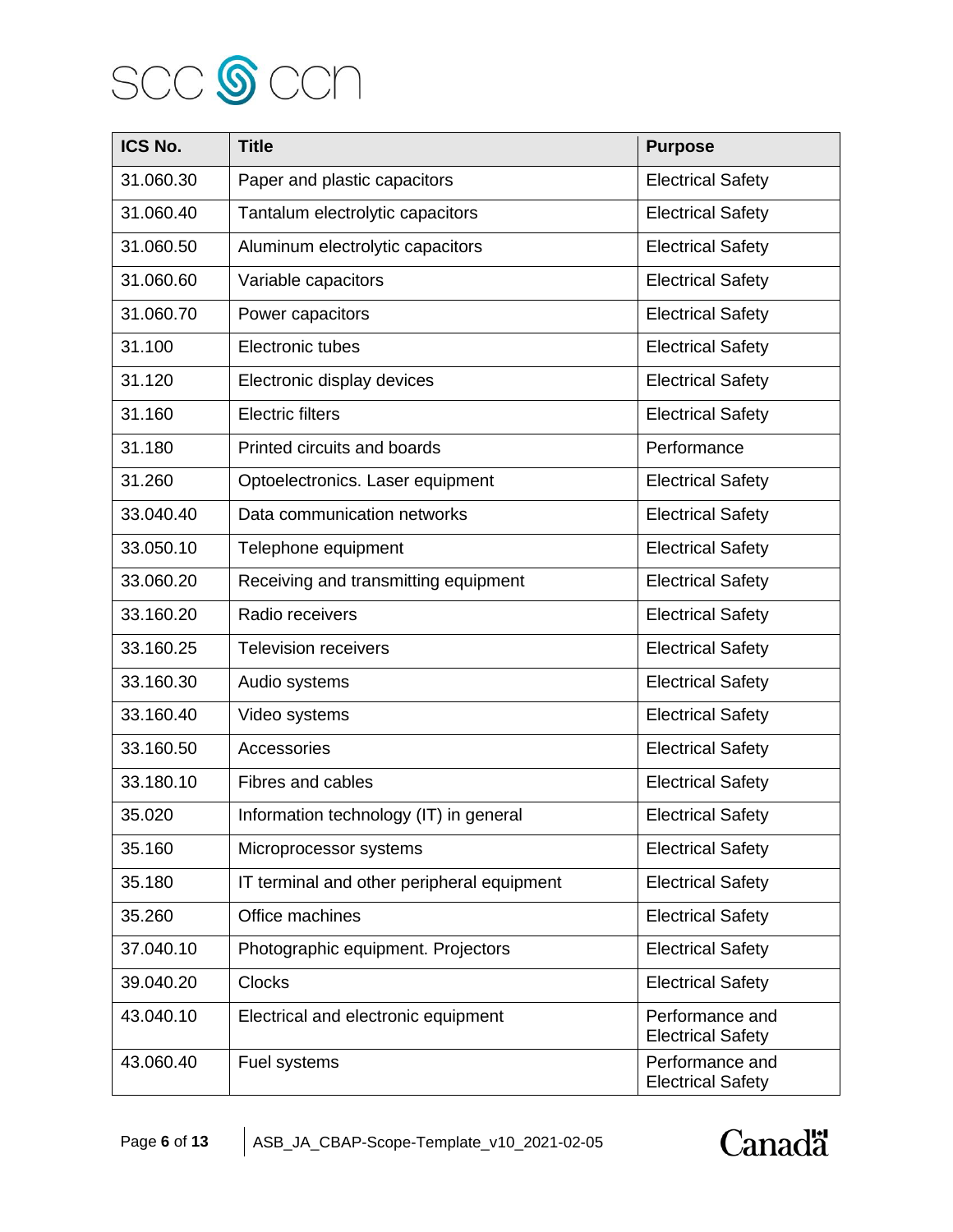| ICS No. | Title | Purpose |
|---|---|---|
| 31.060.30 | Paper and plastic capacitors | Electrical Safety |
| 31.060.40 | Tantalum electrolytic capacitors | Electrical Safety |
| 31.060.50 | Aluminum electrolytic capacitors | Electrical Safety |
| 31.060.60 | Variable capacitors | Electrical Safety |
| 31.060.70 | Power capacitors | Electrical Safety |
| 31.100 | Electronic tubes | Electrical Safety |
| 31.120 | Electronic display devices | Electrical Safety |
| 31.160 | Electric filters | Electrical Safety |
| 31.180 | Printed circuits and boards | Performance |
| 31.260 | Optoelectronics. Laser equipment | Electrical Safety |
| 33.040.40 | Data communication networks | Electrical Safety |
| 33.050.10 | Telephone equipment | Electrical Safety |
| 33.060.20 | Receiving and transmitting equipment | Electrical Safety |
| 33.160.20 | Radio receivers | Electrical Safety |
| 33.160.25 | Television receivers | Electrical Safety |
| 33.160.30 | Audio systems | Electrical Safety |
| 33.160.40 | Video systems | Electrical Safety |
| 33.160.50 | Accessories | Electrical Safety |
| 33.180.10 | Fibres and cables | Electrical Safety |
| 35.020 | Information technology (IT) in general | Electrical Safety |
| 35.160 | Microprocessor systems | Electrical Safety |
| 35.180 | IT terminal and other peripheral equipment | Electrical Safety |
| 35.260 | Office machines | Electrical Safety |
| 37.040.10 | Photographic equipment. Projectors | Electrical Safety |
| 39.040.20 | Clocks | Electrical Safety |
| 43.040.10 | Electrical and electronic equipment | Performance and Electrical Safety |
| 43.060.40 | Fuel systems | Performance and Electrical Safety |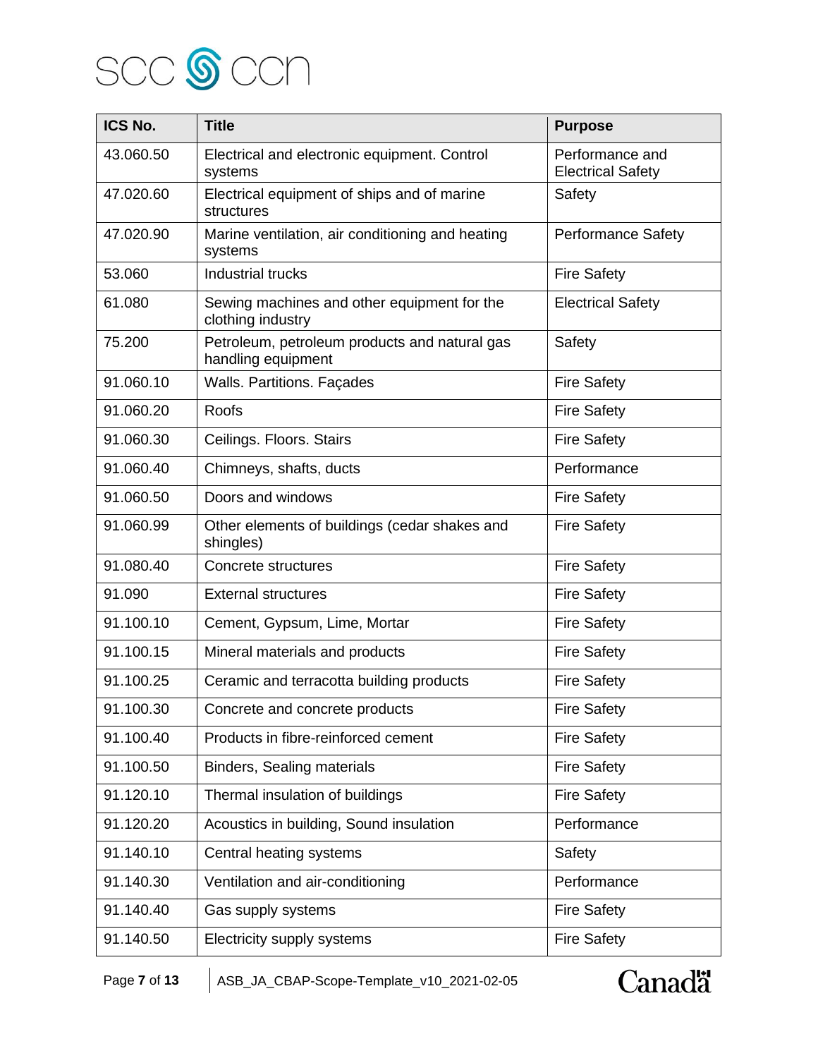| ICS No. | Title | Purpose |
|---|---|---|
| 43.060.50 | Electrical and electronic equipment. Control systems | Performance and Electrical Safety |
| 47.020.60 | Electrical equipment of ships and of marine structures | Safety |
| 47.020.90 | Marine ventilation, air conditioning and heating systems | Performance Safety |
| 53.060 | Industrial trucks | Fire Safety |
| 61.080 | Sewing machines and other equipment for the clothing industry | Electrical Safety |
| 75.200 | Petroleum, petroleum products and natural gas handling equipment | Safety |
| 91.060.10 | Walls. Partitions. Façades | Fire Safety |
| 91.060.20 | Roofs | Fire Safety |
| 91.060.30 | Ceilings. Floors. Stairs | Fire Safety |
| 91.060.40 | Chimneys, shafts, ducts | Performance |
| 91.060.50 | Doors and windows | Fire Safety |
| 91.060.99 | Other elements of buildings (cedar shakes and shingles) | Fire Safety |
| 91.080.40 | Concrete structures | Fire Safety |
| 91.090 | External structures | Fire Safety |
| 91.100.10 | Cement, Gypsum, Lime, Mortar | Fire Safety |
| 91.100.15 | Mineral materials and products | Fire Safety |
| 91.100.25 | Ceramic and terracotta building products | Fire Safety |
| 91.100.30 | Concrete and concrete products | Fire Safety |
| 91.100.40 | Products in fibre-reinforced cement | Fire Safety |
| 91.100.50 | Binders, Sealing materials | Fire Safety |
| 91.120.10 | Thermal insulation of buildings | Fire Safety |
| 91.120.20 | Acoustics in building, Sound insulation | Performance |
| 91.140.10 | Central heating systems | Safety |
| 91.140.30 | Ventilation and air-conditioning | Performance |
| 91.140.40 | Gas supply systems | Fire Safety |
| 91.140.50 | Electricity supply systems | Fire Safety |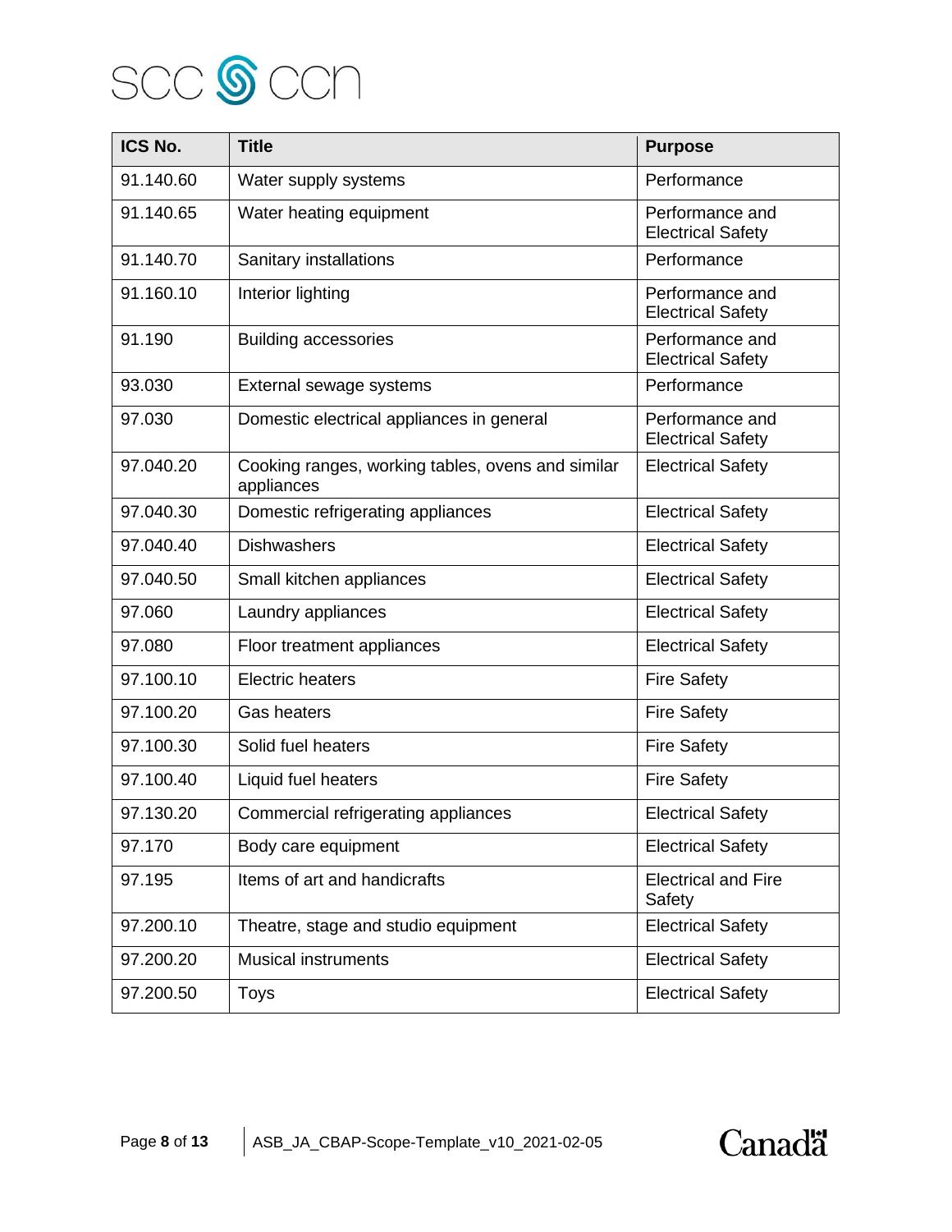| ICS No. | Title | Purpose |
|---|---|---|
| 91.140.60 | Water supply systems | Performance |
| 91.140.65 | Water heating equipment | Performance and Electrical Safety |
| 91.140.70 | Sanitary installations | Performance |
| 91.160.10 | Interior lighting | Performance and Electrical Safety |
| 91.190 | Building accessories | Performance and Electrical Safety |
| 93.030 | External sewage systems | Performance |
| 97.030 | Domestic electrical appliances in general | Performance and Electrical Safety |
| 97.040.20 | Cooking ranges, working tables, ovens and similar appliances | Electrical Safety |
| 97.040.30 | Domestic refrigerating appliances | Electrical Safety |
| 97.040.40 | Dishwashers | Electrical Safety |
| 97.040.50 | Small kitchen appliances | Electrical Safety |
| 97.060 | Laundry appliances | Electrical Safety |
| 97.080 | Floor treatment appliances | Electrical Safety |
| 97.100.10 | Electric heaters | Fire Safety |
| 97.100.20 | Gas heaters | Fire Safety |
| 97.100.30 | Solid fuel heaters | Fire Safety |
| 97.100.40 | Liquid fuel heaters | Fire Safety |
| 97.130.20 | Commercial refrigerating appliances | Electrical Safety |
| 97.170 | Body care equipment | Electrical Safety |
| 97.195 | Items of art and handicrafts | Electrical and Fire Safety |
| 97.200.10 | Theatre, stage and studio equipment | Electrical Safety |
| 97.200.20 | Musical instruments | Electrical Safety |
| 97.200.50 | Toys | Electrical Safety |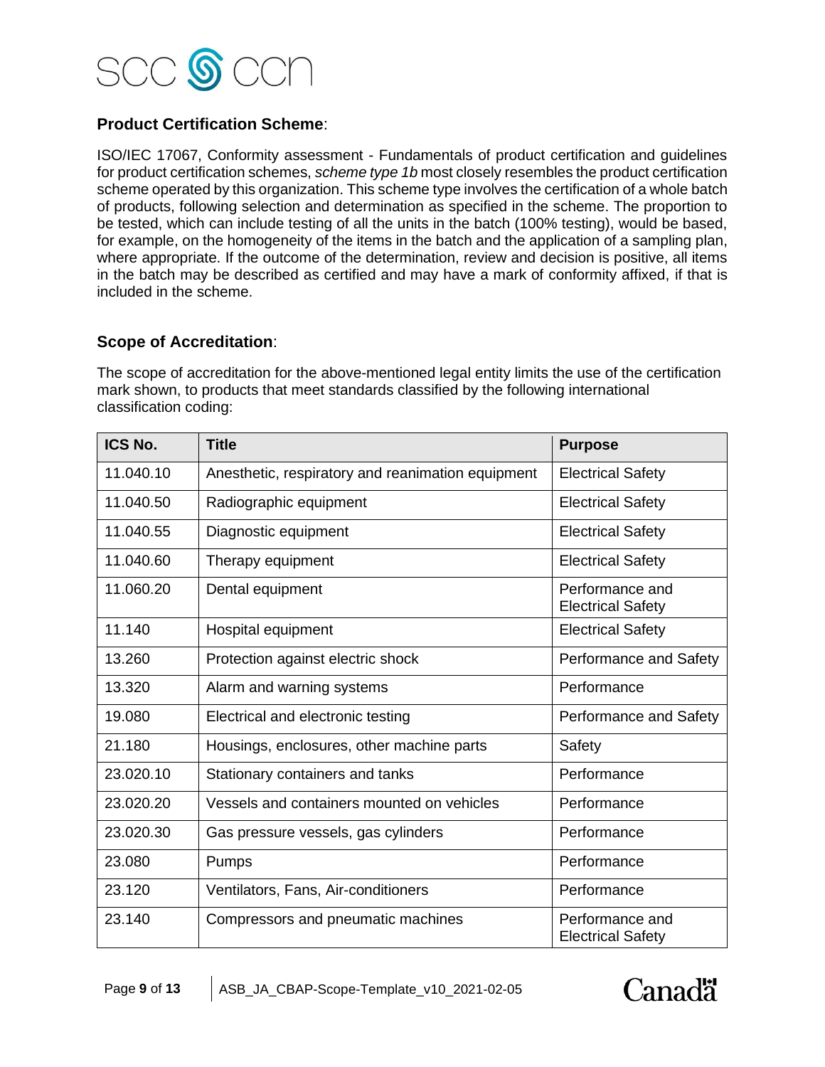**Product Certification Scheme**:

ISO/IEC 17067, Conformity assessment - Fundamentals of product certification and guidelines for product certification schemes, *scheme type 1b* most closely resembles the product certification scheme operated by this organization. This scheme type involves the certification of a whole batch of products, following selection and determination as specified in the scheme. The proportion to be tested, which can include testing of all the units in the batch (100% testing), would be based, for example, on the homogeneity of the items in the batch and the application of a sampling plan, where appropriate. If the outcome of the determination, review and decision is positive, all items in the batch may be described as certified and may have a mark of conformity affixed, if that is included in the scheme.

**Scope of Accreditation**:

The scope of accreditation for the above-mentioned legal entity limits the use of the certification mark shown, to products that meet standards classified by the following international classification coding:

| ICS No. | Title | Purpose |
|---|---|---|
| 11.040.10 | Anesthetic, respiratory and reanimation equipment | Electrical Safety |
| 11.040.50 | Radiographic equipment | Electrical Safety |
| 11.040.55 | Diagnostic equipment | Electrical Safety |
| 11.040.60 | Therapy equipment | Electrical Safety |
| 11.060.20 | Dental equipment | Performance and Electrical Safety |
| 11.140 | Hospital equipment | Electrical Safety |
| 13.260 | Protection against electric shock | Performance and Safety |
| 13.320 | Alarm and warning systems | Performance |
| 19.080 | Electrical and electronic testing | Performance and Safety |
| 21.180 | Housings, enclosures, other machine parts | Safety |
| 23.020.10 | Stationary containers and tanks | Performance |
| 23.020.20 | Vessels and containers mounted on vehicles | Performance |
| 23.020.30 | Gas pressure vessels, gas cylinders | Performance |
| 23.080 | Pumps | Performance |
| 23.120 | Ventilators, Fans, Air-conditioners | Performance |
| 23.140 | Compressors and pneumatic machines | Performance and Electrical Safety |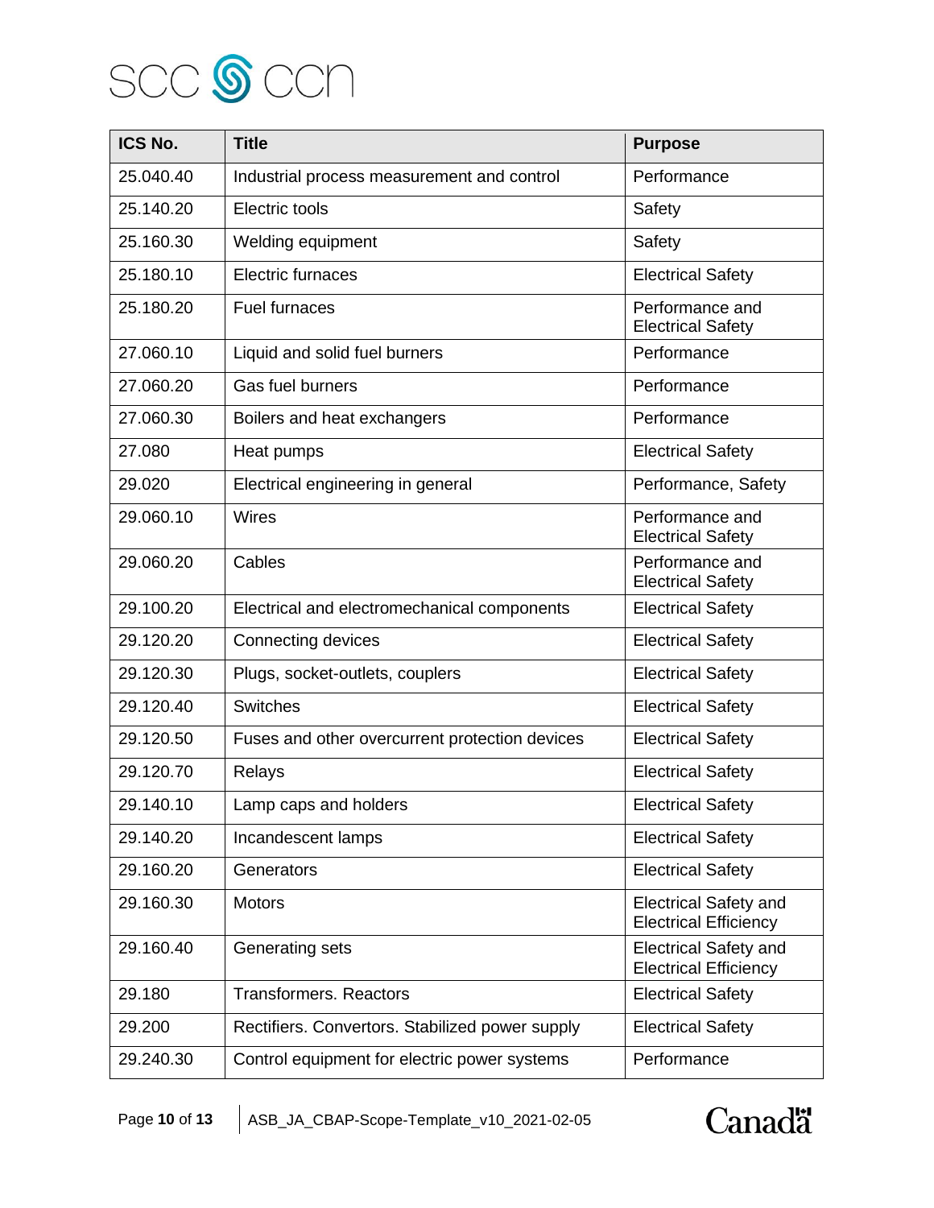| ICS No. | Title | Purpose |
|---|---|---|
| 25.040.40 | Industrial process measurement and control | Performance |
| 25.140.20 | Electric tools | Safety |
| 25.160.30 | Welding equipment | Safety |
| 25.180.10 | Electric furnaces | Electrical Safety |
| 25.180.20 | Fuel furnaces | Performance and Electrical Safety |
| 27.060.10 | Liquid and solid fuel burners | Performance |
| 27.060.20 | Gas fuel burners | Performance |
| 27.060.30 | Boilers and heat exchangers | Performance |
| 27.080 | Heat pumps | Electrical Safety |
| 29.020 | Electrical engineering in general | Performance, Safety |
| 29.060.10 | Wires | Performance and Electrical Safety |
| 29.060.20 | Cables | Performance and Electrical Safety |
| 29.100.20 | Electrical and electromechanical components | Electrical Safety |
| 29.120.20 | Connecting devices | Electrical Safety |
| 29.120.30 | Plugs, socket-outlets, couplers | Electrical Safety |
| 29.120.40 | Switches | Electrical Safety |
| 29.120.50 | Fuses and other overcurrent protection devices | Electrical Safety |
| 29.120.70 | Relays | Electrical Safety |
| 29.140.10 | Lamp caps and holders | Electrical Safety |
| 29.140.20 | Incandescent lamps | Electrical Safety |
| 29.160.20 | Generators | Electrical Safety |
| 29.160.30 | Motors | Electrical Safety and Electrical Efficiency |
| 29.160.40 | Generating sets | Electrical Safety and Electrical Efficiency |
| 29.180 | Transformers. Reactors | Electrical Safety |
| 29.200 | Rectifiers. Convertors. Stabilized power supply | Electrical Safety |
| 29.240.30 | Control equipment for electric power systems | Performance |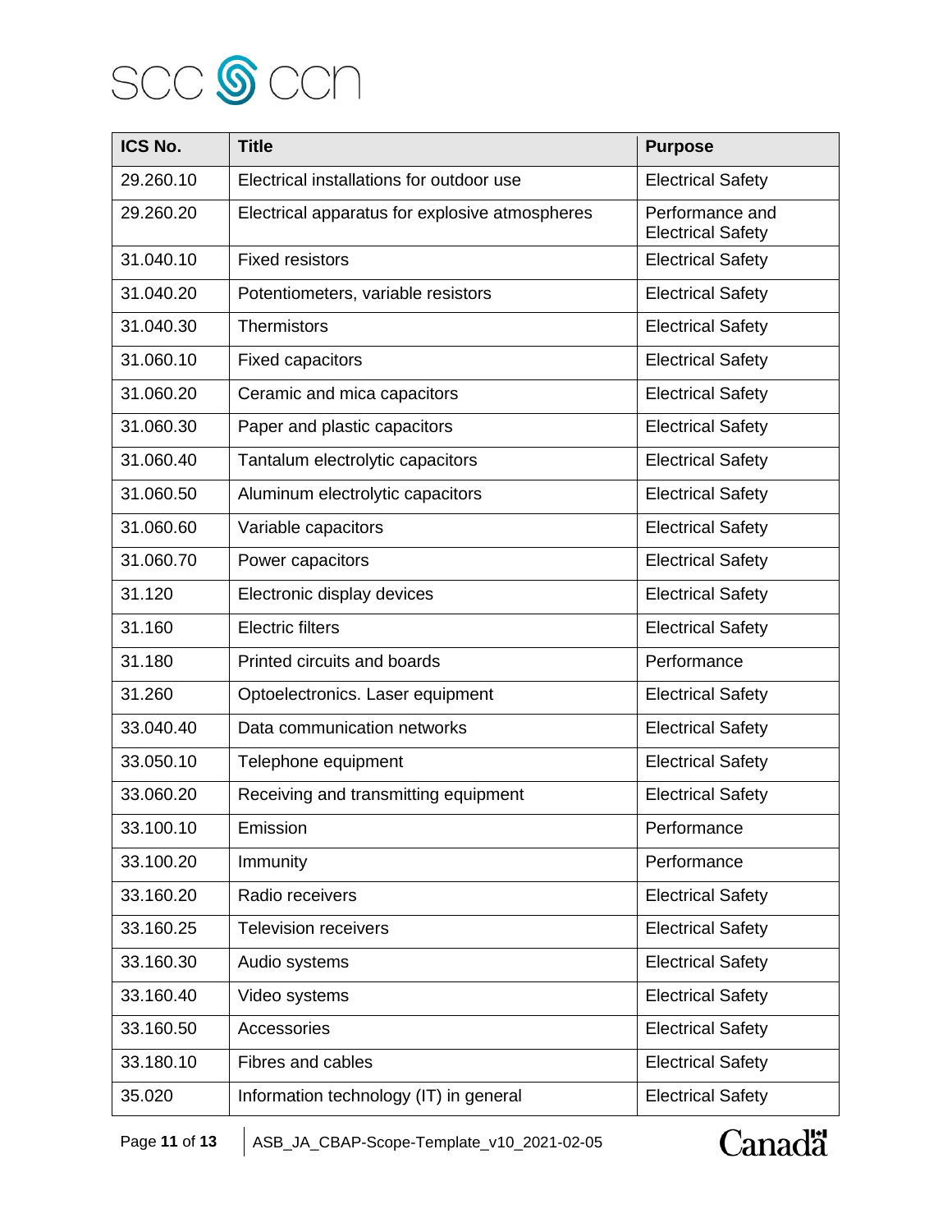| ICS No. | Title | Purpose |
| --- | --- | --- |
| 29.260.10 | Electrical installations for outdoor use | Electrical Safety |
| 29.260.20 | Electrical apparatus for explosive atmospheres | Performance and Electrical Safety |
| 31.040.10 | Fixed resistors | Electrical Safety |
| 31.040.20 | Potentiometers, variable resistors | Electrical Safety |
| 31.040.30 | Thermistors | Electrical Safety |
| 31.060.10 | Fixed capacitors | Electrical Safety |
| 31.060.20 | Ceramic and mica capacitors | Electrical Safety |
| 31.060.30 | Paper and plastic capacitors | Electrical Safety |
| 31.060.40 | Tantalum electrolytic capacitors | Electrical Safety |
| 31.060.50 | Aluminum electrolytic capacitors | Electrical Safety |
| 31.060.60 | Variable capacitors | Electrical Safety |
| 31.060.70 | Power capacitors | Electrical Safety |
| 31.120 | Electronic display devices | Electrical Safety |
| 31.160 | Electric filters | Electrical Safety |
| 31.180 | Printed circuits and boards | Performance |
| 31.260 | Optoelectronics. Laser equipment | Electrical Safety |
| 33.040.40 | Data communication networks | Electrical Safety |
| 33.050.10 | Telephone equipment | Electrical Safety |
| 33.060.20 | Receiving and transmitting equipment | Electrical Safety |
| 33.100.10 | Emission | Performance |
| 33.100.20 | Immunity | Performance |
| 33.160.20 | Radio receivers | Electrical Safety |
| 33.160.25 | Television receivers | Electrical Safety |
| 33.160.30 | Audio systems | Electrical Safety |
| 33.160.40 | Video systems | Electrical Safety |
| 33.160.50 | Accessories | Electrical Safety |
| 33.180.10 | Fibres and cables | Electrical Safety |
| 35.020 | Information technology (IT) in general | Electrical Safety |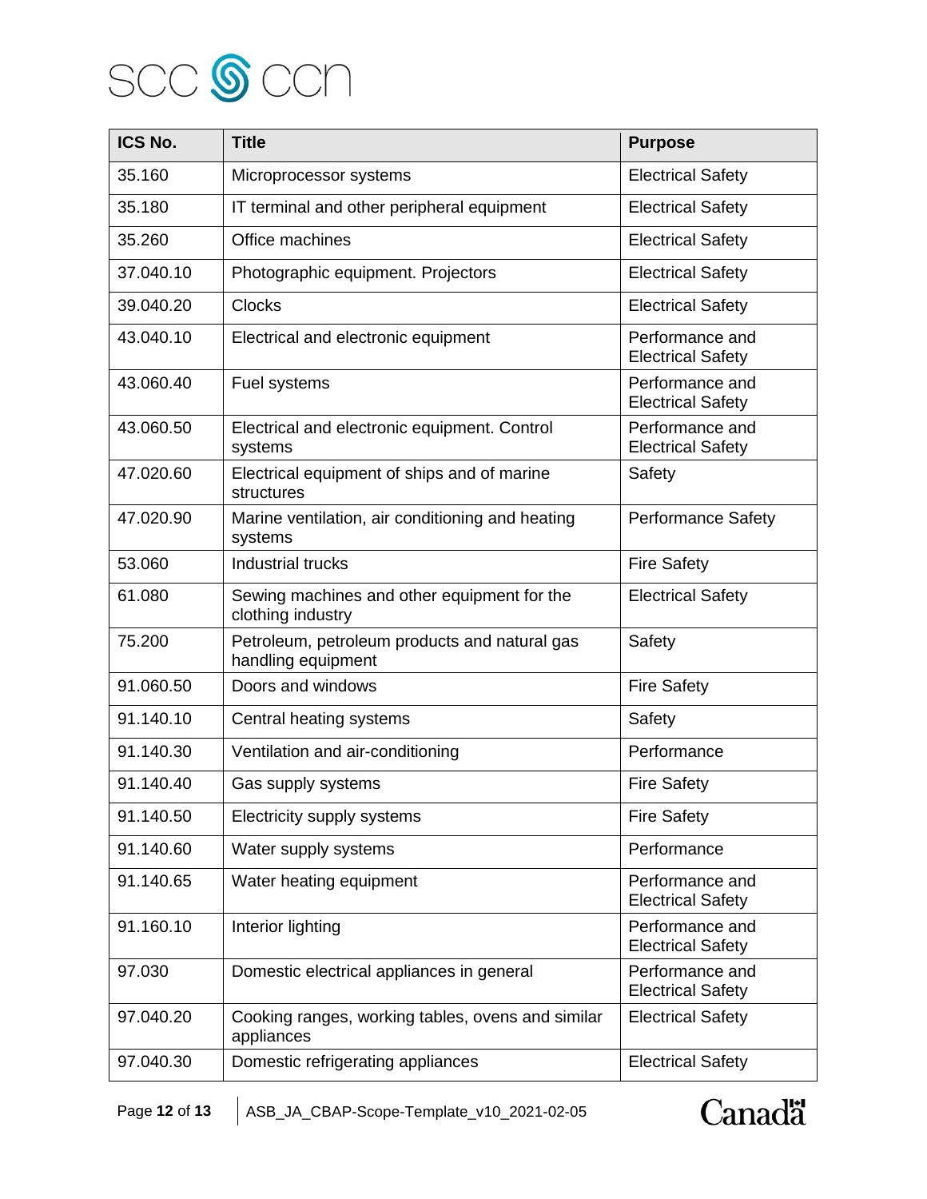| ICS No. | Title | Purpose |
|---|---|---|
| 35.160 | Microprocessor systems | Electrical Safety |
| 35.180 | IT terminal and other peripheral equipment | Electrical Safety |
| 35.260 | Office machines | Electrical Safety |
| 37.040.10 | Photographic equipment. Projectors | Electrical Safety |
| 39.040.20 | Clocks | Electrical Safety |
| 43.040.10 | Electrical and electronic equipment | Performance and Electrical Safety |
| 43.060.40 | Fuel systems | Performance and Electrical Safety |
| 43.060.50 | Electrical and electronic equipment. Control systems | Performance and Electrical Safety |
| 47.020.60 | Electrical equipment of ships and of marine structures | Safety |
| 47.020.90 | Marine ventilation, air conditioning and heating systems | Performance Safety |
| 53.060 | Industrial trucks | Fire Safety |
| 61.080 | Sewing machines and other equipment for the clothing industry | Electrical Safety |
| 75.200 | Petroleum, petroleum products and natural gas handling equipment | Safety |
| 91.060.50 | Doors and windows | Fire Safety |
| 91.140.10 | Central heating systems | Safety |
| 91.140.30 | Ventilation and air-conditioning | Performance |
| 91.140.40 | Gas supply systems | Fire Safety |
| 91.140.50 | Electricity supply systems | Fire Safety |
| 91.140.60 | Water supply systems | Performance |
| 91.140.65 | Water heating equipment | Performance and Electrical Safety |
| 91.160.10 | Interior lighting | Performance and Electrical Safety |
| 97.030 | Domestic electrical appliances in general | Performance and Electrical Safety |
| 97.040.20 | Cooking ranges, working tables, ovens and similar appliances | Electrical Safety |
| 97.040.30 | Domestic refrigerating appliances | Electrical Safety |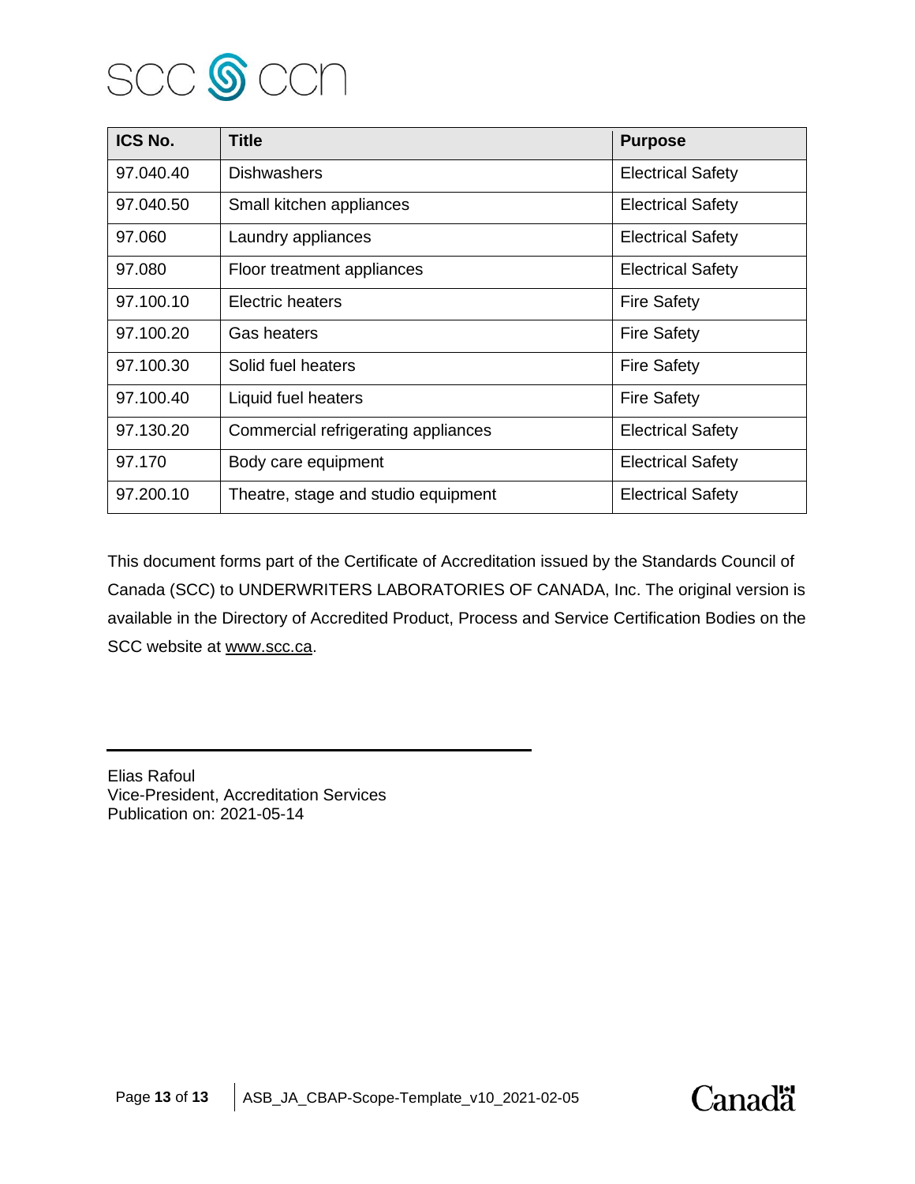| ICS No. | Title | Purpose |
|---|---|---|
| 97.040.40 | Dishwashers | Electrical Safety |
| 97.040.50 | Small kitchen appliances | Electrical Safety |
| 97.060 | Laundry appliances | Electrical Safety |
| 97.080 | Floor treatment appliances | Electrical Safety |
| 97.100.10 | Electric heaters | Fire Safety |
| 97.100.20 | Gas heaters | Fire Safety |
| 97.100.30 | Solid fuel heaters | Fire Safety |
| 97.100.40 | Liquid fuel heaters | Fire Safety |
| 97.130.20 | Commercial refrigerating appliances | Electrical Safety |
| 97.170 | Body care equipment | Electrical Safety |
| 97.200.10 | Theatre, stage and studio equipment | Electrical Safety |

This document forms part of the Certificate of Accreditation issued by the Standards Council of Canada (SCC) to UNDERWRITERS LABORATORIES OF CANADA, Inc. The original version is available in the Directory of Accredited Product, Process and Service Certification Bodies on the SCC website at www.scc.ca.

Elias Rafoul
Vice-President, Accreditation Services
Publication on: 2021-05-14